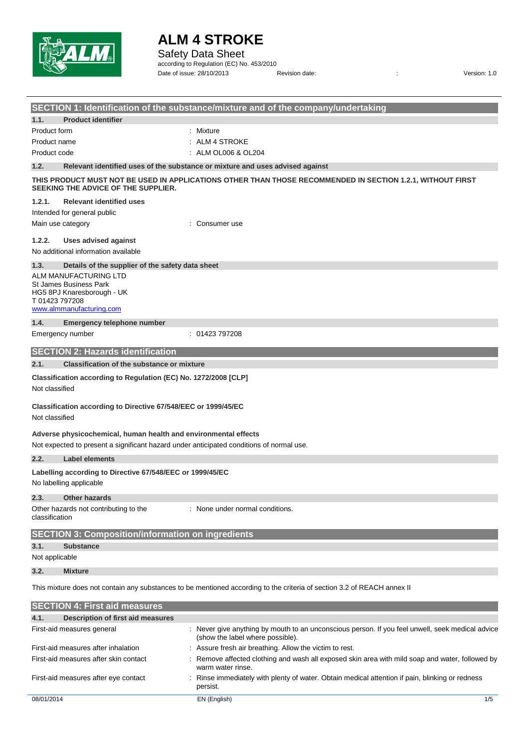# ALM 4 STROKE

Safety Data Sheet

according to Regulation (EC) No. 453/2010

Date of issue: 28/10/2013 Revision date: : Version: 1.0

## SECTION 1: Identification of the substance/mixture and of the company/undertaking

### 1.1. Product identifier

| | |
|---|---|
| Product form | : Mixture |
| Product name | : ALM 4 STROKE |
| Product code | : ALM OL006 & OL204 |

### 1.2. Relevant identified uses of the substance or mixture and uses advised against

**THIS PRODUCT MUST NOT BE USED IN APPLICATIONS OTHER THAN THOSE RECOMMENDED IN SECTION 1.2.1, WITHOUT FIRST SEEKING THE ADVICE OF THE SUPPLIER.**

#### 1.2.1. Relevant identified uses

Intended for general public

| | |
|---|---|
| Main use category | : Consumer use |

#### 1.2.2. Uses advised against

No additional information available

### 1.3. Details of the supplier of the safety data sheet

ALM MANUFACTURING LTD
St James Business Park
HG5 8PJ Knaresborough - UK
T 01423 797208
www.almmanufacturing.com

### 1.4. Emergency telephone number

| | |
|---|---|
| Emergency number | : 01423 797208 |

## SECTION 2: Hazards identification

### 2.1. Classification of the substance or mixture

**Classification according to Regulation (EC) No. 1272/2008 [CLP]**

Not classified

**Classification according to Directive 67/548/EEC or 1999/45/EC**

Not classified

**Adverse physicochemical, human health and environmental effects**

Not expected to present a significant hazard under anticipated conditions of normal use.

### 2.2. Label elements

**Labelling according to Directive 67/548/EEC or 1999/45/EC**

No labelling applicable

### 2.3. Other hazards

| | |
|---|---|
| Other hazards not contributing to the classification | : None under normal conditions. |

## SECTION 3: Composition/information on ingredients

### 3.1. Substance

Not applicable

### 3.2. Mixture

This mixture does not contain any substances to be mentioned according to the criteria of section 3.2 of REACH annex II

## SECTION 4: First aid measures

### 4.1. Description of first aid measures

| | |
|---|---|
| First-aid measures general | : Never give anything by mouth to an unconscious person. If you feel unwell, seek medical advice (show the label where possible). |
| First-aid measures after inhalation | : Assure fresh air breathing. Allow the victim to rest. |
| First-aid measures after skin contact | : Remove affected clothing and wash all exposed skin area with mild soap and water, followed by warm water rinse. |
| First-aid measures after eye contact | : Rinse immediately with plenty of water. Obtain medical attention if pain, blinking or redness persist. |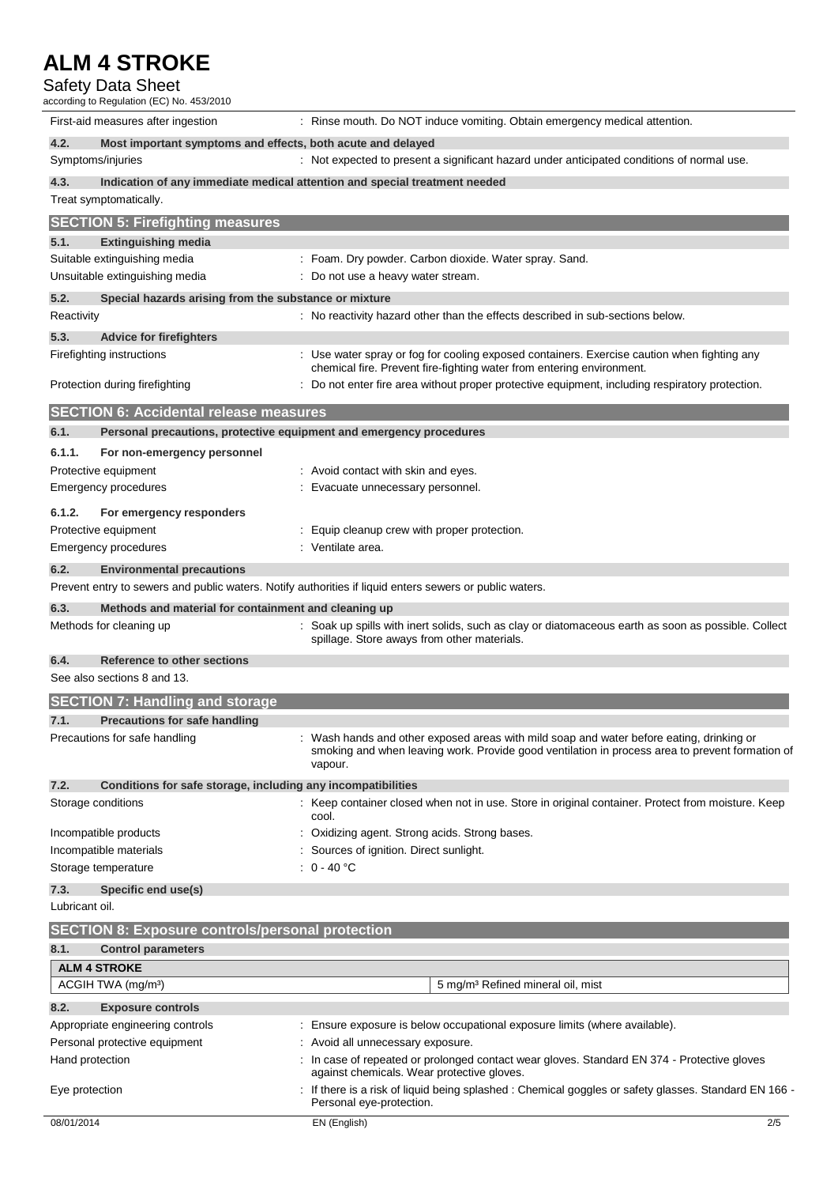First-aid measures after ingestion : Rinse mouth. Do NOT induce vomiting. Obtain emergency medical attention.

**4.2. Most important symptoms and effects, both acute and delayed**

Symptoms/injuries : Not expected to present a significant hazard under anticipated conditions of normal use.

**4.3. Indication of any immediate medical attention and special treatment needed**

Treat symptomatically.

## SECTION 5: Firefighting measures

**5.1. Extinguishing media**

Suitable extinguishing media : Foam. Dry powder. Carbon dioxide. Water spray. Sand.

Unsuitable extinguishing media : Do not use a heavy water stream.

**5.2. Special hazards arising from the substance or mixture**

Reactivity : No reactivity hazard other than the effects described in sub-sections below.

**5.3. Advice for firefighters**

Firefighting instructions : Use water spray or fog for cooling exposed containers. Exercise caution when fighting any chemical fire. Prevent fire-fighting water from entering environment.

Protection during firefighting : Do not enter fire area without proper protective equipment, including respiratory protection.

## SECTION 6: Accidental release measures

**6.1. Personal precautions, protective equipment and emergency procedures**

**6.1.1. For non-emergency personnel**

Protective equipment : Avoid contact with skin and eyes.

Emergency procedures : Evacuate unnecessary personnel.

**6.1.2. For emergency responders**

Protective equipment : Equip cleanup crew with proper protection.

Emergency procedures : Ventilate area.

**6.2. Environmental precautions**

Prevent entry to sewers and public waters. Notify authorities if liquid enters sewers or public waters.

**6.3. Methods and material for containment and cleaning up**

Methods for cleaning up : Soak up spills with inert solids, such as clay or diatomaceous earth as soon as possible. Collect spillage. Store aways from other materials.

**6.4. Reference to other sections**

See also sections 8 and 13.

## SECTION 7: Handling and storage

**7.1. Precautions for safe handling**

Precautions for safe handling : Wash hands and other exposed areas with mild soap and water before eating, drinking or smoking and when leaving work. Provide good ventilation in process area to prevent formation of vapour.

**7.2. Conditions for safe storage, including any incompatibilities**

Storage conditions : Keep container closed when not in use. Store in original container. Protect from moisture. Keep cool.

Incompatible products : Oxidizing agent. Strong acids. Strong bases.

Incompatible materials : Sources of ignition. Direct sunlight.

Storage temperature : 0 - 40 °C

**7.3. Specific end use(s)**

Lubricant oil.

## SECTION 8: Exposure controls/personal protection

**8.1. Control parameters**

| ALM 4 STROKE | |
|---|---|
| ACGIH TWA (mg/m³) | 5 mg/m³ Refined mineral oil, mist |

**8.2. Exposure controls**

Appropriate engineering controls : Ensure exposure is below occupational exposure limits (where available).

Personal protective equipment : Avoid all unnecessary exposure.

Hand protection : In case of repeated or prolonged contact wear gloves. Standard EN 374 - Protective gloves against chemicals. Wear protective gloves.

Eye protection : If there is a risk of liquid being splashed : Chemical goggles or safety glasses. Standard EN 166 - Personal eye-protection.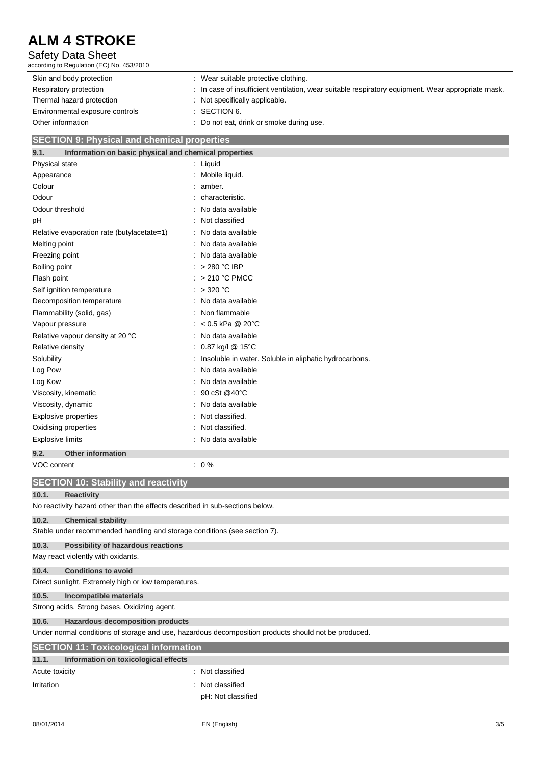| | |
|---|---|
| Skin and body protection | : Wear suitable protective clothing. |
| Respiratory protection | : In case of insufficient ventilation, wear suitable respiratory equipment. Wear appropriate mask. |
| Thermal hazard protection | : Not specifically applicable. |
| Environmental exposure controls | : SECTION 6. |
| Other information | : Do not eat, drink or smoke during use. |

## SECTION 9: Physical and chemical properties

### 9.1. Information on basic physical and chemical properties

| | |
|---|---|
| Physical state | : Liquid |
| Appearance | : Mobile liquid. |
| Colour | : amber. |
| Odour | : characteristic. |
| Odour threshold | : No data available |
| pH | : Not classified |
| Relative evaporation rate (butylacetate=1) | : No data available |
| Melting point | : No data available |
| Freezing point | : No data available |
| Boiling point | : > 280 °C IBP |
| Flash point | : > 210 °C PMCC |
| Self ignition temperature | : > 320 °C |
| Decomposition temperature | : No data available |
| Flammability (solid, gas) | : Non flammable |
| Vapour pressure | : < 0.5 kPa @ 20°C |
| Relative vapour density at 20 °C | : No data available |
| Relative density | : 0.87 kg/l @ 15°C |
| Solubility | : Insoluble in water. Soluble in aliphatic hydrocarbons. |
| Log Pow | : No data available |
| Log Kow | : No data available |
| Viscosity, kinematic | : 90 cSt @40°C |
| Viscosity, dynamic | : No data available |
| Explosive properties | : Not classified. |
| Oxidising properties | : Not classified. |
| Explosive limits | : No data available |

### 9.2. Other information

| | |
|---|---|
| VOC content | : 0 % |

## SECTION 10: Stability and reactivity

### 10.1. Reactivity

No reactivity hazard other than the effects described in sub-sections below.

### 10.2. Chemical stability

Stable under recommended handling and storage conditions (see section 7).

### 10.3. Possibility of hazardous reactions

May react violently with oxidants.

### 10.4. Conditions to avoid

Direct sunlight. Extremely high or low temperatures.

### 10.5. Incompatible materials

Strong acids. Strong bases. Oxidizing agent.

### 10.6. Hazardous decomposition products

Under normal conditions of storage and use, hazardous decomposition products should not be produced.

## SECTION 11: Toxicological information

### 11.1. Information on toxicological effects

| | |
|---|---|
| Acute toxicity | : Not classified |
| Irritation | : Not classified<br>pH: Not classified |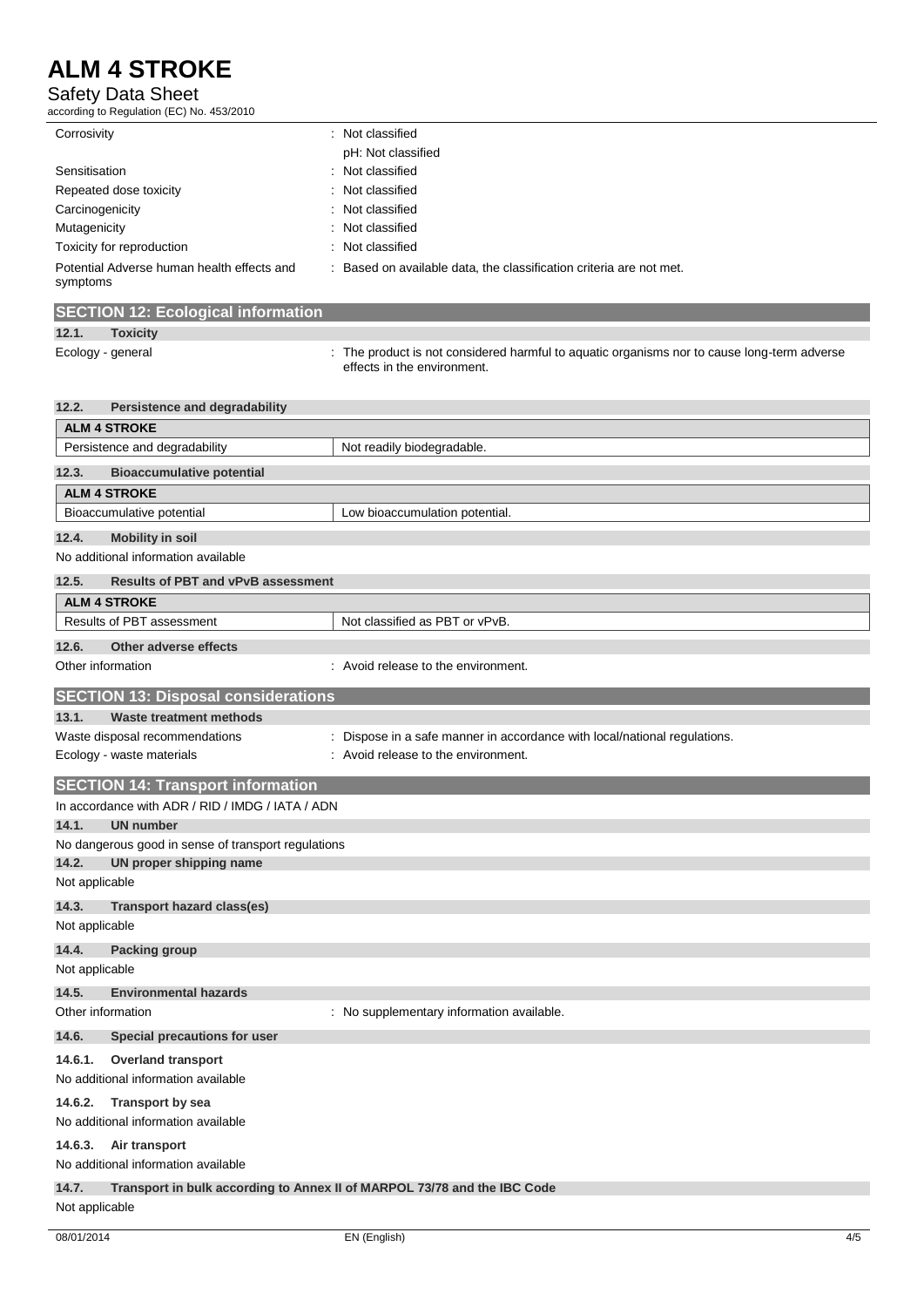| | |
|---|---|
| Corrosivity | : Not classified |
| | pH: Not classified |
| Sensitisation | : Not classified |
| Repeated dose toxicity | : Not classified |
| Carcinogenicity | : Not classified |
| Mutagenicity | : Not classified |
| Toxicity for reproduction | : Not classified |
| Potential Adverse human health effects and symptoms | : Based on available data, the classification criteria are not met. |

## SECTION 12: Ecological information

### 12.1. Toxicity

Ecology - general : The product is not considered harmful to aquatic organisms nor to cause long-term adverse effects in the environment.

### 12.2. Persistence and degradability

| ALM 4 STROKE | |
|---|---|
| Persistence and degradability | Not readily biodegradable. |

### 12.3. Bioaccumulative potential

| ALM 4 STROKE | |
|---|---|
| Bioaccumulative potential | Low bioaccumulation potential. |

### 12.4. Mobility in soil

No additional information available

### 12.5. Results of PBT and vPvB assessment

| ALM 4 STROKE | |
|---|---|
| Results of PBT assessment | Not classified as PBT or vPvB. |

### 12.6. Other adverse effects

Other information : Avoid release to the environment.

## SECTION 13: Disposal considerations

### 13.1. Waste treatment methods

Waste disposal recommendations : Dispose in a safe manner in accordance with local/national regulations.

Ecology - waste materials : Avoid release to the environment.

## SECTION 14: Transport information

In accordance with ADR / RID / IMDG / IATA / ADN

### 14.1. UN number

No dangerous good in sense of transport regulations

### 14.2. UN proper shipping name

Not applicable

### 14.3. Transport hazard class(es)

Not applicable

### 14.4. Packing group

Not applicable

### 14.5. Environmental hazards

Other information : No supplementary information available.

### 14.6. Special precautions for user

#### 14.6.1. Overland transport

No additional information available

#### 14.6.2. Transport by sea

No additional information available

#### 14.6.3. Air transport

No additional information available

### 14.7. Transport in bulk according to Annex II of MARPOL 73/78 and the IBC Code

Not applicable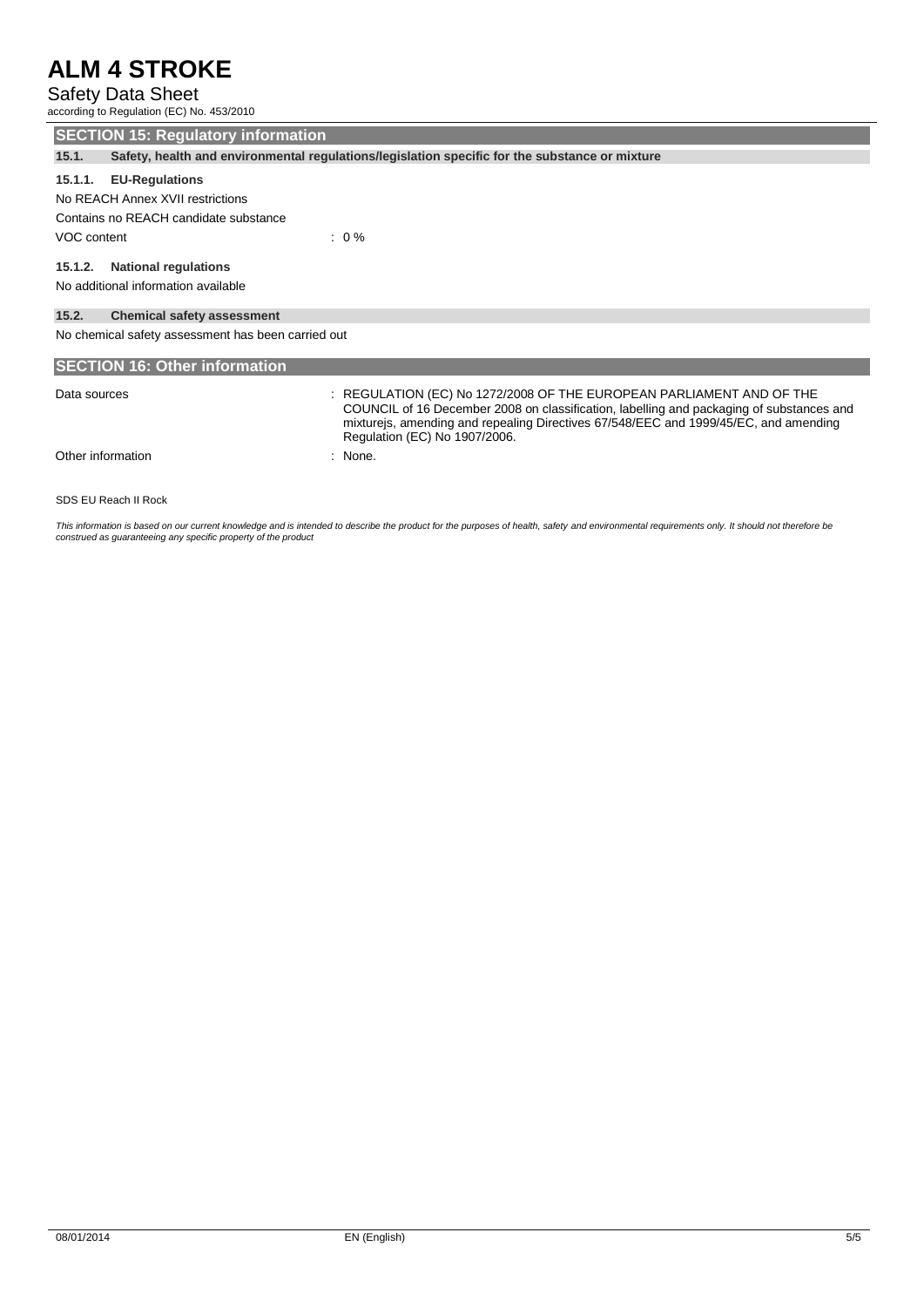## SECTION 15: Regulatory information

### 15.1. Safety, health and environmental regulations/legislation specific for the substance or mixture

#### 15.1.1. EU-Regulations

No REACH Annex XVII restrictions

Contains no REACH candidate substance

VOC content : 0 %

#### 15.1.2. National regulations

No additional information available

### 15.2. Chemical safety assessment

No chemical safety assessment has been carried out

## SECTION 16: Other information

Data sources : REGULATION (EC) No 1272/2008 OF THE EUROPEAN PARLIAMENT AND OF THE COUNCIL of 16 December 2008 on classification, labelling and packaging of substances and mixturejs, amending and repealing Directives 67/548/EEC and 1999/45/EC, and amending Regulation (EC) No 1907/2006.

Other information : None.

SDS EU Reach II Rock

*This information is based on our current knowledge and is intended to describe the product for the purposes of health, safety and environmental requirements only. It should not therefore be construed as guaranteeing any specific property of the product*